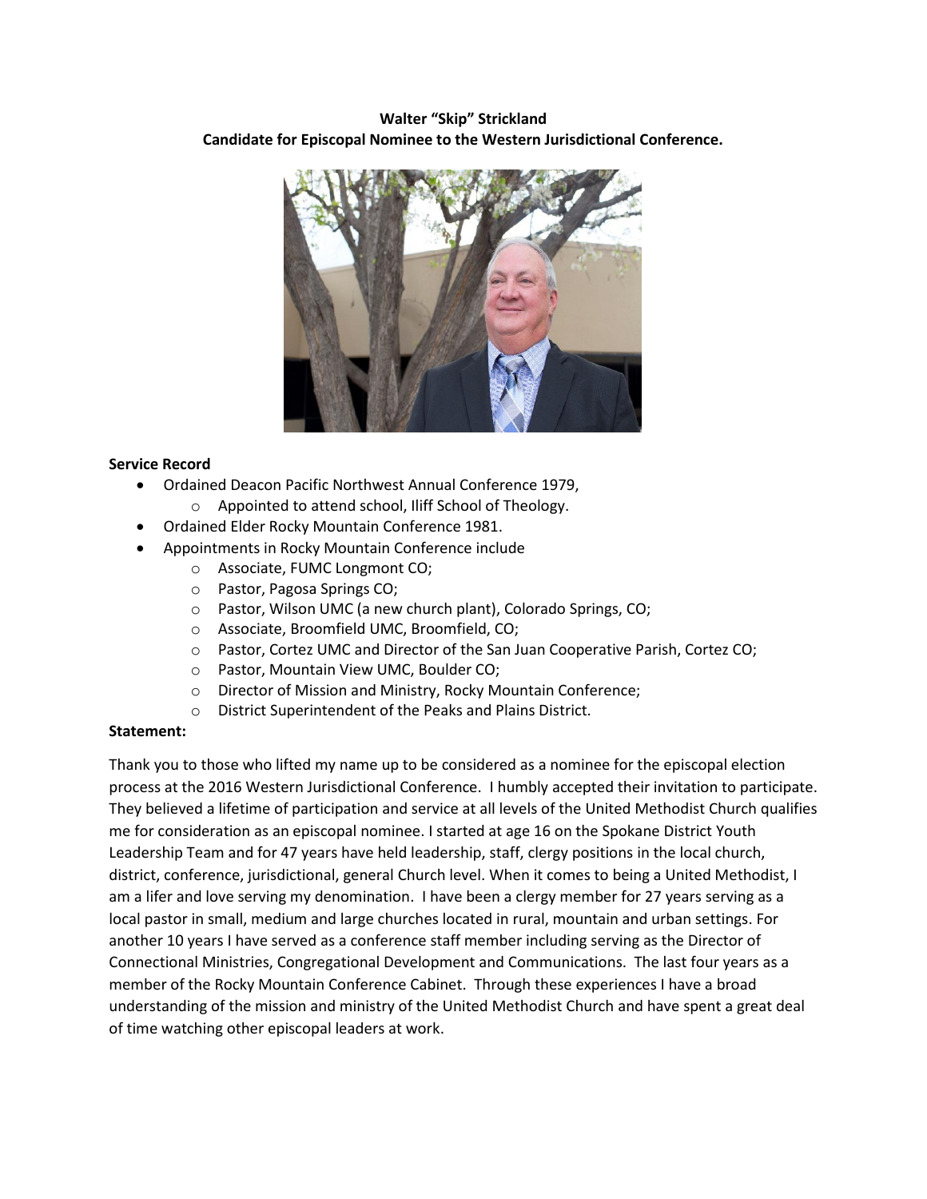**Walter "Skip" Strickland**
**Candidate for Episcopal Nominee to the Western Jurisdictional Conference.**

**Service Record**

- Ordained Deacon Pacific Northwest Annual Conference 1979,
  - Appointed to attend school, Iliff School of Theology.
- Ordained Elder Rocky Mountain Conference 1981.
- Appointments in Rocky Mountain Conference include
  - Associate, FUMC Longmont CO;
  - Pastor, Pagosa Springs CO;
  - Pastor, Wilson UMC (a new church plant), Colorado Springs, CO;
  - Associate, Broomfield UMC, Broomfield, CO;
  - Pastor, Cortez UMC and Director of the San Juan Cooperative Parish, Cortez CO;
  - Pastor, Mountain View UMC, Boulder CO;
  - Director of Mission and Ministry, Rocky Mountain Conference;
  - District Superintendent of the Peaks and Plains District.

**Statement:**

Thank you to those who lifted my name up to be considered as a nominee for the episcopal election process at the 2016 Western Jurisdictional Conference. I humbly accepted their invitation to participate. They believed a lifetime of participation and service at all levels of the United Methodist Church qualifies me for consideration as an episcopal nominee. I started at age 16 on the Spokane District Youth Leadership Team and for 47 years have held leadership, staff, clergy positions in the local church, district, conference, jurisdictional, general Church level. When it comes to being a United Methodist, I am a lifer and love serving my denomination. I have been a clergy member for 27 years serving as a local pastor in small, medium and large churches located in rural, mountain and urban settings. For another 10 years I have served as a conference staff member including serving as the Director of Connectional Ministries, Congregational Development and Communications. The last four years as a member of the Rocky Mountain Conference Cabinet. Through these experiences I have a broad understanding of the mission and ministry of the United Methodist Church and have spent a great deal of time watching other episcopal leaders at work.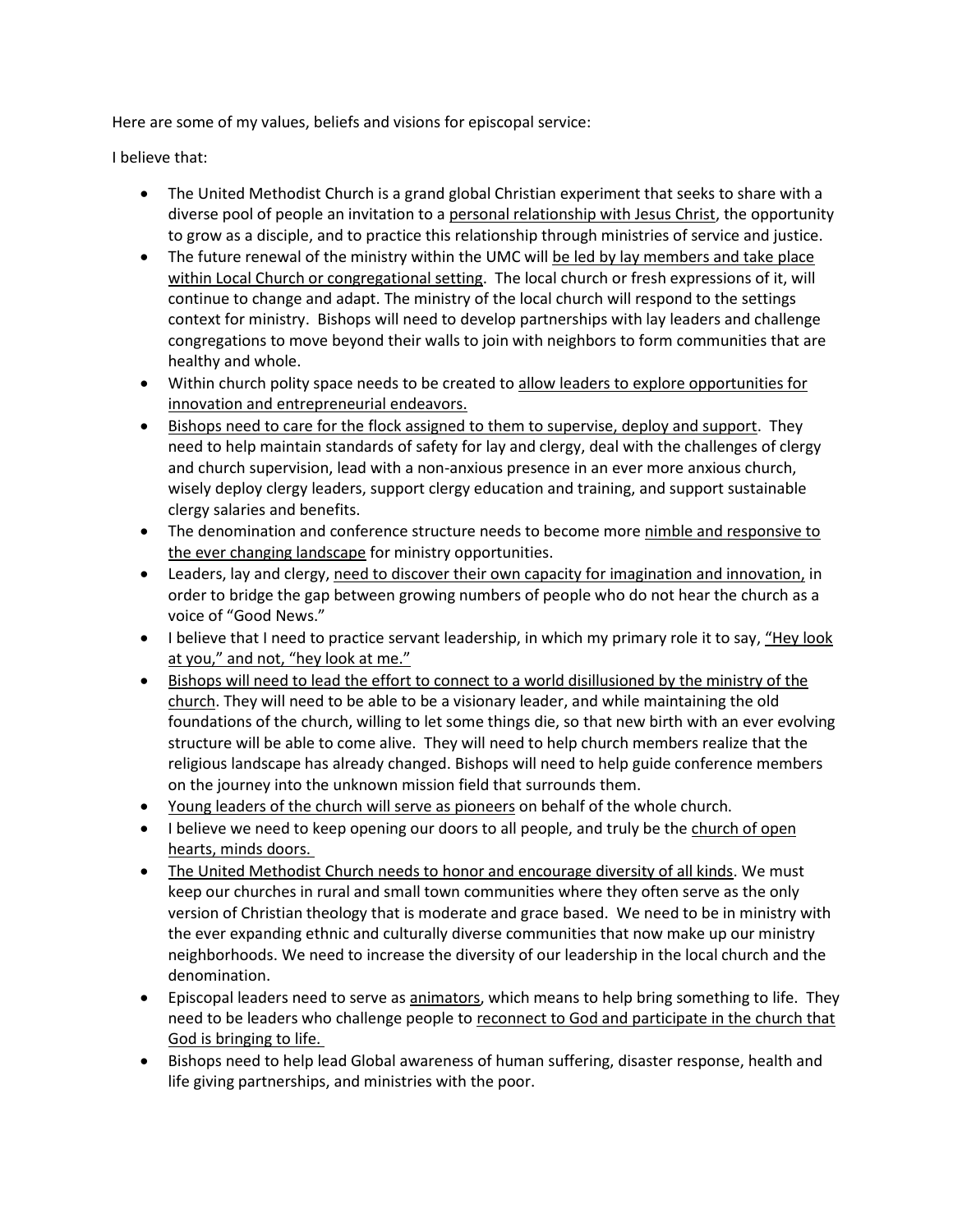Here are some of my values, beliefs and visions for episcopal service:

I believe that:

- The United Methodist Church is a grand global Christian experiment that seeks to share with a diverse pool of people an invitation to a <u>personal relationship with Jesus Christ</u>, the opportunity to grow as a disciple, and to practice this relationship through ministries of service and justice.
- The future renewal of the ministry within the UMC will <u>be led by lay members and take place within Local Church or congregational setting</u>. The local church or fresh expressions of it, will continue to change and adapt. The ministry of the local church will respond to the settings context for ministry. Bishops will need to develop partnerships with lay leaders and challenge congregations to move beyond their walls to join with neighbors to form communities that are healthy and whole.
- Within church polity space needs to be created to <u>allow leaders to explore opportunities for innovation and entrepreneurial endeavors.</u>
- <u>Bishops need to care for the flock assigned to them to supervise, deploy and support</u>. They need to help maintain standards of safety for lay and clergy, deal with the challenges of clergy and church supervision, lead with a non-anxious presence in an ever more anxious church, wisely deploy clergy leaders, support clergy education and training, and support sustainable clergy salaries and benefits.
- The denomination and conference structure needs to become more <u>nimble and responsive to the ever changing landscape</u> for ministry opportunities.
- Leaders, lay and clergy, <u>need to discover their own capacity for imagination and innovation,</u> in order to bridge the gap between growing numbers of people who do not hear the church as a voice of "Good News."
- I believe that I need to practice servant leadership, in which my primary role it to say, <u>"Hey look at you," and not, "hey look at me."</u>
- <u>Bishops will need to lead the effort to connect to a world disillusioned by the ministry of the church</u>. They will need to be able to be a visionary leader, and while maintaining the old foundations of the church, willing to let some things die, so that new birth with an ever evolving structure will be able to come alive. They will need to help church members realize that the religious landscape has already changed. Bishops will need to help guide conference members on the journey into the unknown mission field that surrounds them.
- <u>Young leaders of the church will serve as pioneers</u> on behalf of the whole church.
- I believe we need to keep opening our doors to all people, and truly be the <u>church of open hearts, minds doors.</u>
- <u>The United Methodist Church needs to honor and encourage diversity of all kinds</u>. We must keep our churches in rural and small town communities where they often serve as the only version of Christian theology that is moderate and grace based. We need to be in ministry with the ever expanding ethnic and culturally diverse communities that now make up our ministry neighborhoods. We need to increase the diversity of our leadership in the local church and the denomination.
- Episcopal leaders need to serve as <u>animators</u>, which means to help bring something to life. They need to be leaders who challenge people to <u>reconnect to God and participate in the church that God is bringing to life.</u>
- Bishops need to help lead Global awareness of human suffering, disaster response, health and life giving partnerships, and ministries with the poor.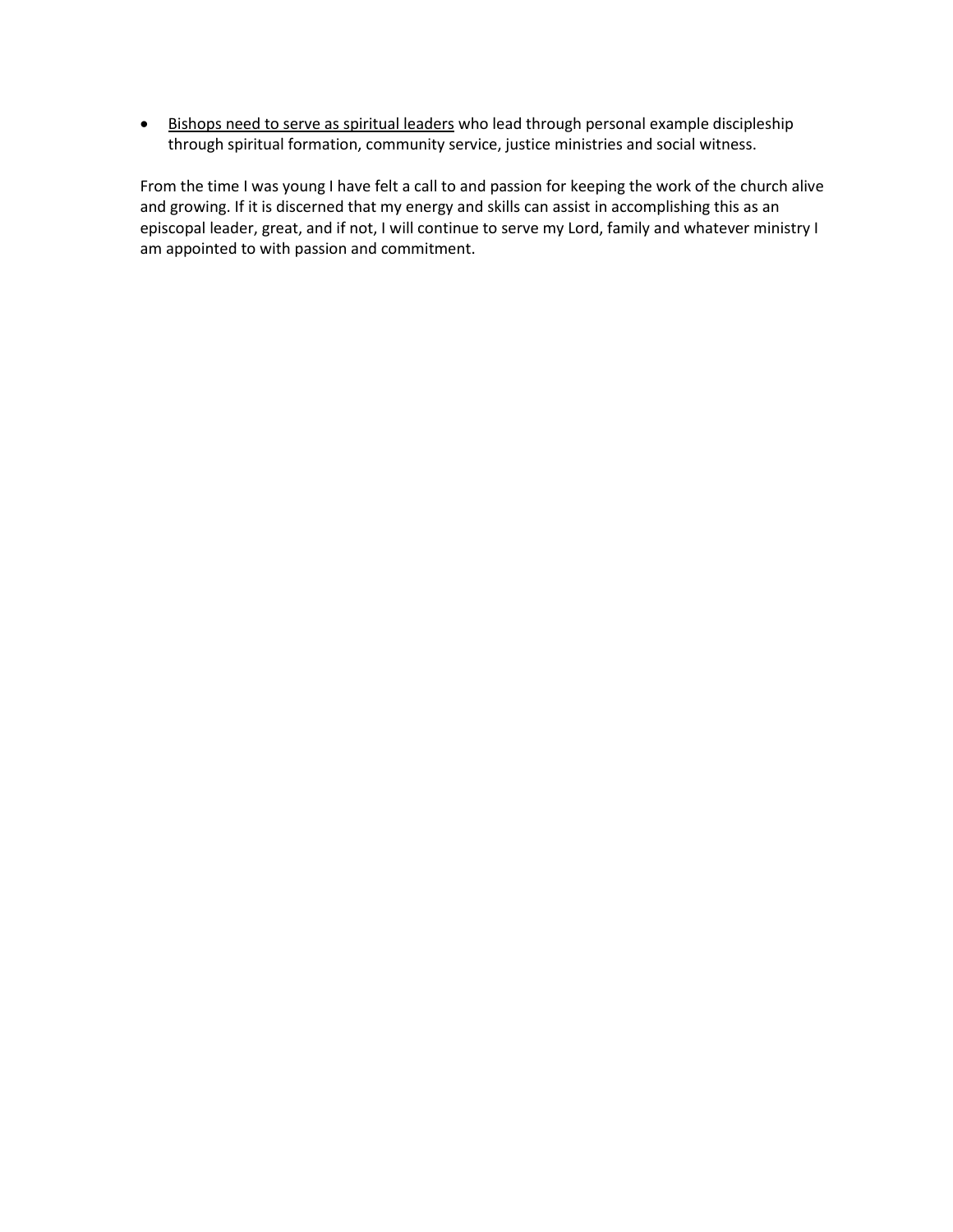- <u>Bishops need to serve as spiritual leaders</u> who lead through personal example discipleship through spiritual formation, community service, justice ministries and social witness.

From the time I was young I have felt a call to and passion for keeping the work of the church alive and growing. If it is discerned that my energy and skills can assist in accomplishing this as an episcopal leader, great, and if not, I will continue to serve my Lord, family and whatever ministry I am appointed to with passion and commitment.